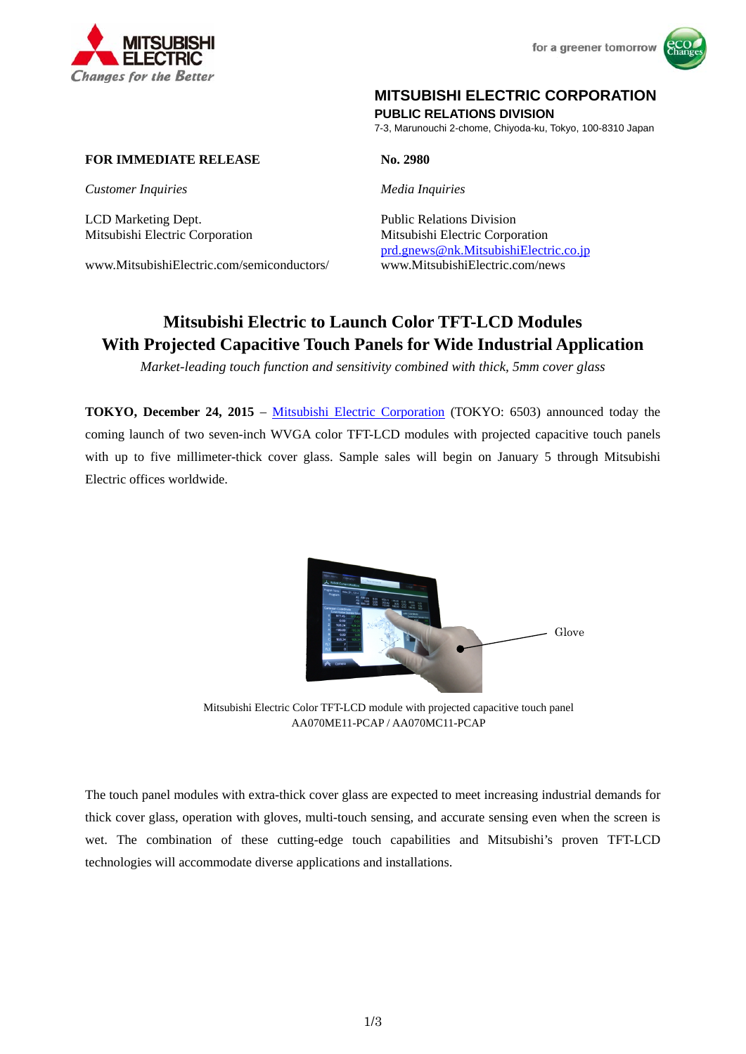MITSUBISHI ELECTRIC
*Changes for the Better*

for a greener tomorrow

**MITSUBISHI ELECTRIC CORPORATION**
**PUBLIC RELATIONS DIVISION**
7-3, Marunouchi 2-chome, Chiyoda-ku, Tokyo, 100-8310 Japan

**FOR IMMEDIATE RELEASE**

**No. 2980**

*Customer Inquiries*

LCD Marketing Dept.
Mitsubishi Electric Corporation

www.MitsubishiElectric.com/semiconductors/

*Media Inquiries*

Public Relations Division
Mitsubishi Electric Corporation
prd.gnews@nk.MitsubishiElectric.co.jp
www.MitsubishiElectric.com/news

# Mitsubishi Electric to Launch Color TFT-LCD Modules With Projected Capacitive Touch Panels for Wide Industrial Application

*Market-leading touch function and sensitivity combined with thick, 5mm cover glass*

**TOKYO, December 24, 2015** – Mitsubishi Electric Corporation (TOKYO: 6503) announced today the coming launch of two seven-inch WVGA color TFT-LCD modules with projected capacitive touch panels with up to five millimeter-thick cover glass. Sample sales will begin on January 5 through Mitsubishi Electric offices worldwide.

Glove

Mitsubishi Electric Color TFT-LCD module with projected capacitive touch panel
AA070ME11-PCAP / AA070MC11-PCAP

The touch panel modules with extra-thick cover glass are expected to meet increasing industrial demands for thick cover glass, operation with gloves, multi-touch sensing, and accurate sensing even when the screen is wet. The combination of these cutting-edge touch capabilities and Mitsubishi's proven TFT-LCD technologies will accommodate diverse applications and installations.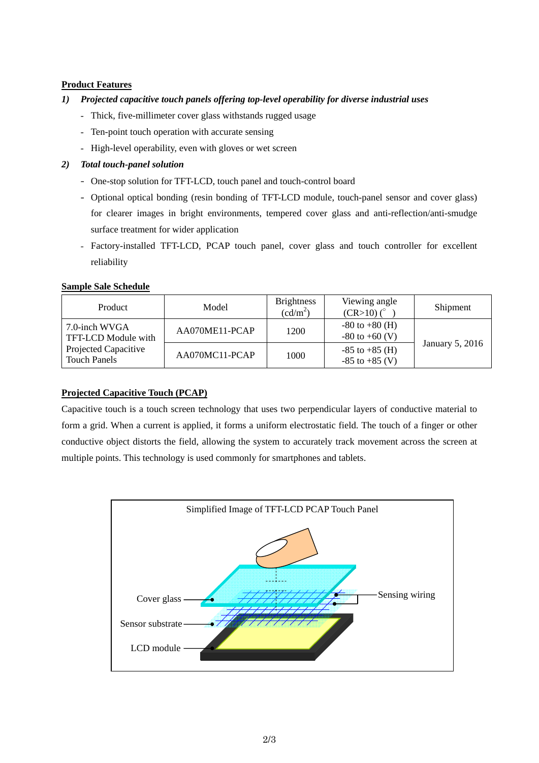**Product Features**

1) ***Projected capacitive touch panels offering top-level operability for diverse industrial uses***
   - Thick, five-millimeter cover glass withstands rugged usage
   - Ten-point touch operation with accurate sensing
   - High-level operability, even with gloves or wet screen

2) ***Total touch-panel solution***
   - One-stop solution for TFT-LCD, touch panel and touch-control board
   - Optional optical bonding (resin bonding of TFT-LCD module, touch-panel sensor and cover glass) for clearer images in bright environments, tempered cover glass and anti-reflection/anti-smudge surface treatment for wider application
   - Factory-installed TFT-LCD, PCAP touch panel, cover glass and touch controller for excellent reliability

**Sample Sale Schedule**

| Product | Model | Brightness (cd/m$^2$) | Viewing angle (CR>10) (°) | Shipment |
|---|---|---|---|---|
| 7.0-inch WVGA TFT-LCD Module with Projected Capacitive Touch Panels | AA070ME11-PCAP | 1200 | -80 to +80 (H)<br>-80 to +60 (V) | January 5, 2016 |
| | AA070MC11-PCAP | 1000 | -85 to +85 (H)<br>-85 to +85 (V) | |

**Projected Capacitive Touch (PCAP)**

Capacitive touch is a touch screen technology that uses two perpendicular layers of conductive material to form a grid. When a current is applied, it forms a uniform electrostatic field. The touch of a finger or other conductive object distorts the field, allowing the system to accurately track movement across the screen at multiple points. This technology is used commonly for smartphones and tablets.

Simplified Image of TFT-LCD PCAP Touch Panel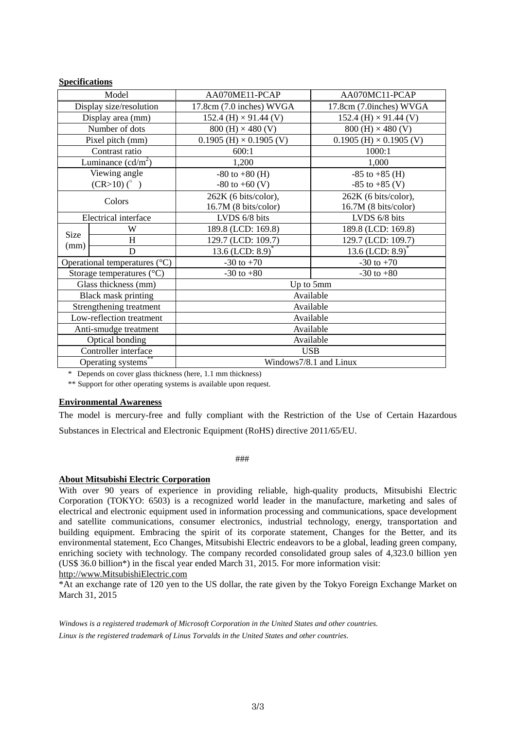**Specifications**

| Model | | AA070ME11-PCAP | AA070MC11-PCAP |
|---|---|---|---|
| Display size/resolution | | 17.8cm (7.0 inches) WVGA | 17.8cm (7.0inches) WVGA |
| Display area (mm) | | 152.4 (H) × 91.44 (V) | 152.4 (H) × 91.44 (V) |
| Number of dots | | 800 (H) × 480 (V) | 800 (H) × 480 (V) |
| Pixel pitch (mm) | | 0.1905 (H) × 0.1905 (V) | 0.1905 (H) × 0.1905 (V) |
| Contrast ratio | | 600:1 | 1000:1 |
| Luminance (cd/m$^2$) | | 1,200 | 1,000 |
| Viewing angle (CR>10) (°) | | -80 to +80 (H)<br>-80 to +60 (V) | -85 to +85 (H)<br>-85 to +85 (V) |
| Colors | | 262K (6 bits/color),<br>16.7M (8 bits/color) | 262K (6 bits/color),<br>16.7M (8 bits/color) |
| Electrical interface | | LVDS 6/8 bits | LVDS 6/8 bits |
| Size (mm) | W | 189.8 (LCD: 169.8) | 189.8 (LCD: 169.8) |
| | H | 129.7 (LCD: 109.7) | 129.7 (LCD: 109.7) |
| | D | 13.6 (LCD: 8.9)* | 13.6 (LCD: 8.9)* |
| Operational temperatures (°C) | | -30 to +70 | -30 to +70 |
| Storage temperatures (°C) | | -30 to +80 | -30 to +80 |
| Glass thickness (mm) | | Up to 5mm | |
| Black mask printing | | Available | |
| Strengthening treatment | | Available | |
| Low-reflection treatment | | Available | |
| Anti-smudge treatment | | Available | |
| Optical bonding | | Available | |
| Controller interface | | USB | |
| Operating systems** | | Windows7/8.1 and Linux | |

\* Depends on cover glass thickness (here, 1.1 mm thickness)

** Support for other operating systems is available upon request.

**Environmental Awareness**

The model is mercury-free and fully compliant with the Restriction of the Use of Certain Hazardous Substances in Electrical and Electronic Equipment (RoHS) directive 2011/65/EU.

###

**About Mitsubishi Electric Corporation**

With over 90 years of experience in providing reliable, high-quality products, Mitsubishi Electric Corporation (TOKYO: 6503) is a recognized world leader in the manufacture, marketing and sales of electrical and electronic equipment used in information processing and communications, space development and satellite communications, consumer electronics, industrial technology, energy, transportation and building equipment. Embracing the spirit of its corporate statement, Changes for the Better, and its environmental statement, Eco Changes, Mitsubishi Electric endeavors to be a global, leading green company, enriching society with technology. The company recorded consolidated group sales of 4,323.0 billion yen (US$ 36.0 billion*) in the fiscal year ended March 31, 2015. For more information visit:
http://www.MitsubishiElectric.com

*At an exchange rate of 120 yen to the US dollar, the rate given by the Tokyo Foreign Exchange Market on March 31, 2015

*Windows is a registered trademark of Microsoft Corporation in the United States and other countries.*

*Linux is the registered trademark of Linus Torvalds in the United States and other countries.*